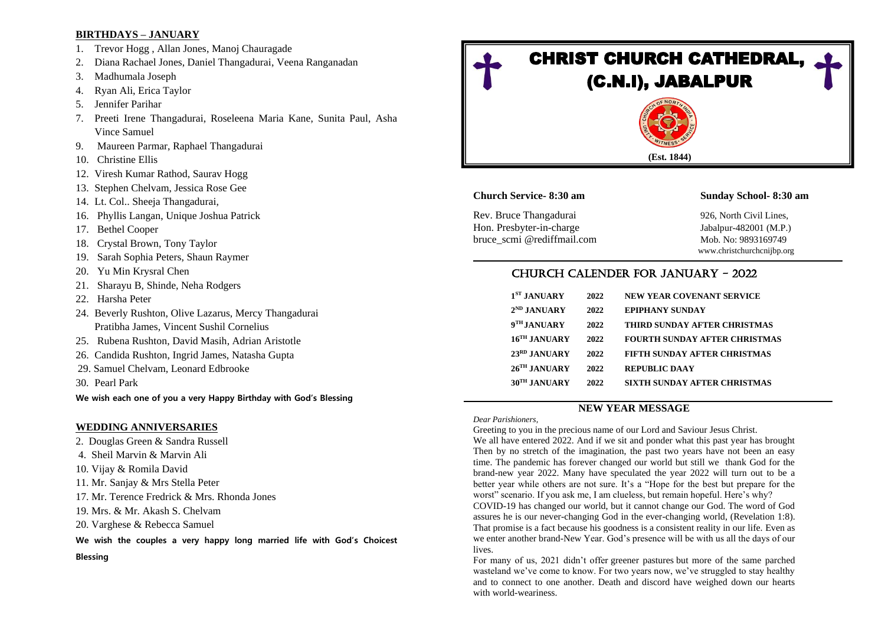## BIRTHDAYS – JANUARY

1. Trevor Hogg , Allan Jones, Manoj Chauragade
2. Diana Rachael Jones, Daniel Thangadurai, Veena Ranganadan
3. Madhumala Joseph
4. Ryan Ali, Erica Taylor
5. Jennifer Parihar
7. Preeti Irene Thangadurai, Roseleena Maria Kane, Sunita Paul, Asha Vince Samuel
9. Maureen Parmar, Raphael Thangadurai
10. Christine Ellis
12. Viresh Kumar Rathod, Saurav Hogg
13. Stephen Chelvam, Jessica Rose Gee
14. Lt. Col.. Sheeja Thangadurai,
16. Phyllis Langan, Unique Joshua Patrick
17. Bethel Cooper
18. Crystal Brown, Tony Taylor
19. Sarah Sophia Peters, Shaun Raymer
20. Yu Min Krysral Chen
21. Sharayu B, Shinde, Neha Rodgers
22. Harsha Peter
24. Beverly Rushton, Olive Lazarus, Mercy Thangadurai Pratibha James, Vincent Sushil Cornelius
25. Rubena Rushton, David Masih, Adrian Aristotle
26. Candida Rushton, Ingrid James, Natasha Gupta
29. Samuel Chelvam, Leonard Edbrooke
30. Pearl Park

**We wish each one of you a very Happy Birthday with God's Blessing**

## WEDDING ANNIVERSARIES

2. Douglas Green & Sandra Russell
4. Sheil Marvin & Marvin Ali
10. Vijay & Romila David
11. Mr. Sanjay & Mrs Stella Peter
17. Mr. Terence Fredrick & Mrs. Rhonda Jones
19. Mrs. & Mr. Akash S. Chelvam
20. Varghese & Rebecca Samuel

**We wish the couples a very happy long married life with God's Choicest Blessing**

# CHRIST CHURCH CATHEDRAL, (C.N.I), JABALPUR

(Est. 1844)

**Church Service- 8:30 am**

**Sunday School- 8:30 am**

Rev. Bruce Thangadurai
Hon. Presbyter-in-charge
bruce_scmi @rediffmail.com

926, North Civil Lines,
Jabalpur-482001 (M.P.)
Mob. No: 9893169749
www.christchurchcnijbp.org

## CHURCH CALENDER FOR JANUARY - 2022

| | | |
|---|---|---|
| 1ST JANUARY | 2022 | NEW YEAR COVENANT SERVICE |
| 2ND JANUARY | 2022 | EPIPHANY SUNDAY |
| 9TH JANUARY | 2022 | THIRD SUNDAY AFTER CHRISTMAS |
| 16TH JANUARY | 2022 | FOURTH SUNDAY AFTER CHRISTMAS |
| 23RD JANUARY | 2022 | FIFTH SUNDAY AFTER CHRISTMAS |
| 26TH JANUARY | 2022 | REPUBLIC DAAY |
| 30TH JANUARY | 2022 | SIXTH SUNDAY AFTER CHRISTMAS |

## NEW YEAR MESSAGE

*Dear Parishioners,*

Greeting to you in the precious name of our Lord and Saviour Jesus Christ.

We all have entered 2022. And if we sit and ponder what this past year has brought Then by no stretch of the imagination, the past two years have not been an easy time. The pandemic has forever changed our world but still we thank God for the brand-new year 2022. Many have speculated the year 2022 will turn out to be a better year while others are not sure. It's a "Hope for the best but prepare for the worst" scenario. If you ask me, I am clueless, but remain hopeful. Here's why?

COVID-19 has changed our world, but it cannot change our God. The word of God assures he is our never-changing God in the ever-changing world, (Revelation 1:8). That promise is a fact because his goodness is a consistent reality in our life. Even as we enter another brand-New Year. God's presence will be with us all the days of our lives.

For many of us, 2021 didn't offer greener pastures but more of the same parched wasteland we've come to know. For two years now, we've struggled to stay healthy and to connect to one another. Death and discord have weighed down our hearts with world-weariness.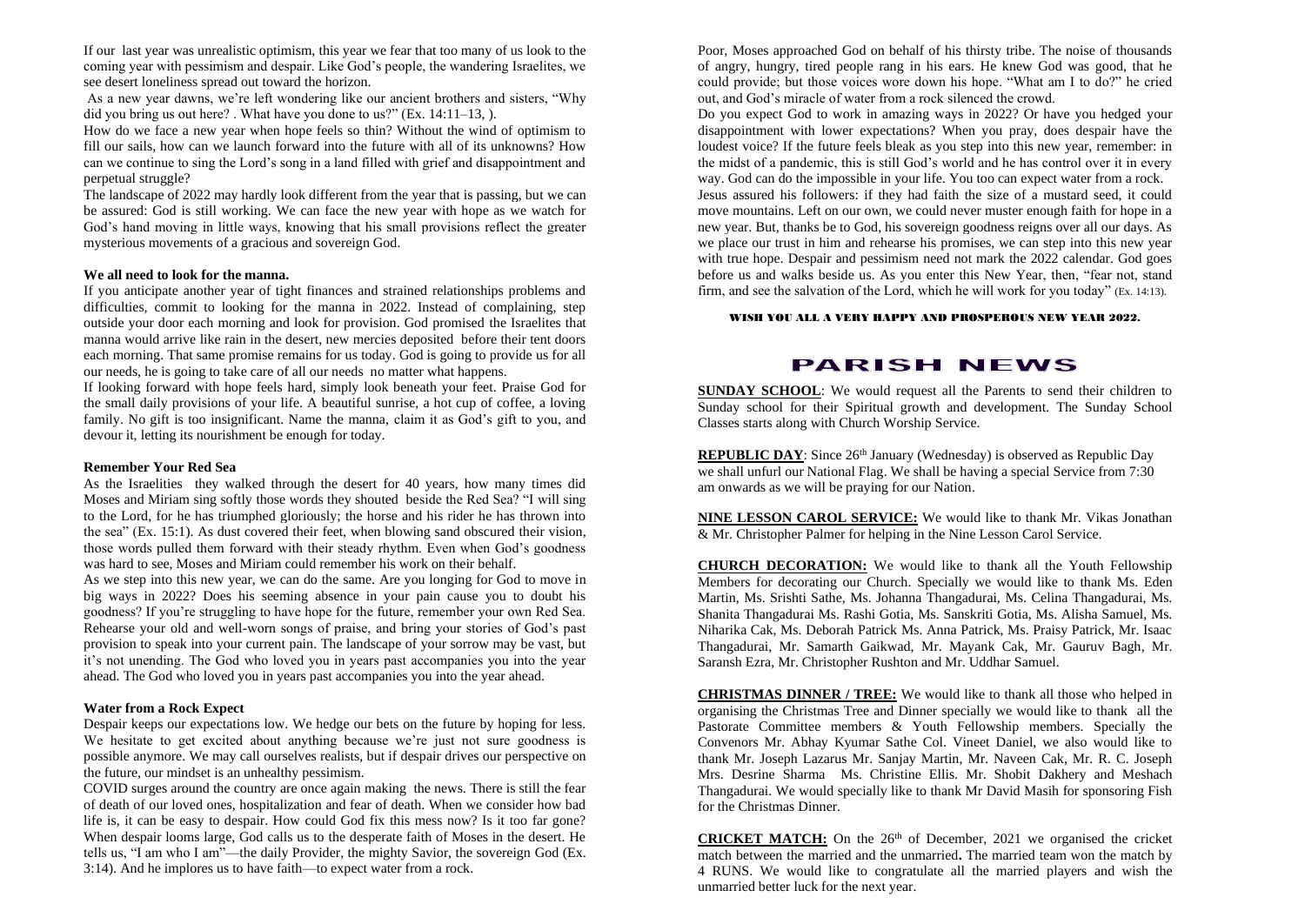If our last year was unrealistic optimism, this year we fear that too many of us look to the coming year with pessimism and despair. Like God's people, the wandering Israelites, we see desert loneliness spread out toward the horizon.

As a new year dawns, we're left wondering like our ancient brothers and sisters, "Why did you bring us out here? . What have you done to us?" (Ex. 14:11–13, ).

How do we face a new year when hope feels so thin? Without the wind of optimism to fill our sails, how can we launch forward into the future with all of its unknowns? How can we continue to sing the Lord's song in a land filled with grief and disappointment and perpetual struggle?

The landscape of 2022 may hardly look different from the year that is passing, but we can be assured: God is still working. We can face the new year with hope as we watch for God's hand moving in little ways, knowing that his small provisions reflect the greater mysterious movements of a gracious and sovereign God.

**We all need to look for the manna.**

If you anticipate another year of tight finances and strained relationships problems and difficulties, commit to looking for the manna in 2022. Instead of complaining, step outside your door each morning and look for provision. God promised the Israelites that manna would arrive like rain in the desert, new mercies deposited before their tent doors each morning. That same promise remains for us today. God is going to provide us for all our needs, he is going to take care of all our needs no matter what happens.

If looking forward with hope feels hard, simply look beneath your feet. Praise God for the small daily provisions of your life. A beautiful sunrise, a hot cup of coffee, a loving family. No gift is too insignificant. Name the manna, claim it as God's gift to you, and devour it, letting its nourishment be enough for today.

**Remember Your Red Sea**

As the Israelities they walked through the desert for 40 years, how many times did Moses and Miriam sing softly those words they shouted beside the Red Sea? "I will sing to the Lord, for he has triumphed gloriously; the horse and his rider he has thrown into the sea" (Ex. 15:1). As dust covered their feet, when blowing sand obscured their vision, those words pulled them forward with their steady rhythm. Even when God's goodness was hard to see, Moses and Miriam could remember his work on their behalf.

As we step into this new year, we can do the same. Are you longing for God to move in big ways in 2022? Does his seeming absence in your pain cause you to doubt his goodness? If you're struggling to have hope for the future, remember your own Red Sea. Rehearse your old and well-worn songs of praise, and bring your stories of God's past provision to speak into your current pain. The landscape of your sorrow may be vast, but it's not unending. The God who loved you in years past accompanies you into the year ahead. The God who loved you in years past accompanies you into the year ahead.

**Water from a Rock Expect**

Despair keeps our expectations low. We hedge our bets on the future by hoping for less. We hesitate to get excited about anything because we're just not sure goodness is possible anymore. We may call ourselves realists, but if despair drives our perspective on the future, our mindset is an unhealthy pessimism.

COVID surges around the country are once again making the news. There is still the fear of death of our loved ones, hospitalization and fear of death. When we consider how bad life is, it can be easy to despair. How could God fix this mess now? Is it too far gone? When despair looms large, God calls us to the desperate faith of Moses in the desert. He tells us, "I am who I am"—the daily Provider, the mighty Savior, the sovereign God (Ex. 3:14). And he implores us to have faith—to expect water from a rock.

Poor, Moses approached God on behalf of his thirsty tribe. The noise of thousands of angry, hungry, tired people rang in his ears. He knew God was good, that he could provide; but those voices wore down his hope. "What am I to do?" he cried out, and God's miracle of water from a rock silenced the crowd.

Do you expect God to work in amazing ways in 2022? Or have you hedged your disappointment with lower expectations? When you pray, does despair have the loudest voice? If the future feels bleak as you step into this new year, remember: in the midst of a pandemic, this is still God's world and he has control over it in every way. God can do the impossible in your life. You too can expect water from a rock.

Jesus assured his followers: if they had faith the size of a mustard seed, it could move mountains. Left on our own, we could never muster enough faith for hope in a new year. But, thanks be to God, his sovereign goodness reigns over all our days. As we place our trust in him and rehearse his promises, we can step into this new year with true hope. Despair and pessimism need not mark the 2022 calendar. God goes before us and walks beside us. As you enter this New Year, then, "fear not, stand firm, and see the salvation of the Lord, which he will work for you today" (Ex. 14:13).

**WISH YOU ALL A VERY HAPPY AND PROSPEROUS NEW YEAR 2022.**

# PARISH NEWS

**SUNDAY SCHOOL**: We would request all the Parents to send their children to Sunday school for their Spiritual growth and development. The Sunday School Classes starts along with Church Worship Service.

**REPUBLIC DAY**: Since 26th January (Wednesday) is observed as Republic Day we shall unfurl our National Flag. We shall be having a special Service from 7:30 am onwards as we will be praying for our Nation.

**NINE LESSON CAROL SERVICE:** We would like to thank Mr. Vikas Jonathan & Mr. Christopher Palmer for helping in the Nine Lesson Carol Service.

**CHURCH DECORATION:** We would like to thank all the Youth Fellowship Members for decorating our Church. Specially we would like to thank Ms. Eden Martin, Ms. Srishti Sathe, Ms. Johanna Thangadurai, Ms. Celina Thangadurai, Ms. Shanita Thangadurai Ms. Rashi Gotia, Ms. Sanskriti Gotia, Ms. Alisha Samuel, Ms. Niharika Cak, Ms. Deborah Patrick Ms. Anna Patrick, Ms. Praisy Patrick, Mr. Isaac Thangadurai, Mr. Samarth Gaikwad, Mr. Mayank Cak, Mr. Gauruv Bagh, Mr. Saransh Ezra, Mr. Christopher Rushton and Mr. Uddhar Samuel.

**CHRISTMAS DINNER / TREE:** We would like to thank all those who helped in organising the Christmas Tree and Dinner specially we would like to thank all the Pastorate Committee members & Youth Fellowship members. Specially the Convenors Mr. Abhay Kyumar Sathe Col. Vineet Daniel, we also would like to thank Mr. Joseph Lazarus Mr. Sanjay Martin, Mr. Naveen Cak, Mr. R. C. Joseph Mrs. Desrine Sharma Ms. Christine Ellis. Mr. Shobit Dakhery and Meshach Thangadurai. We would specially like to thank Mr David Masih for sponsoring Fish for the Christmas Dinner.

**CRICKET MATCH:** On the 26th of December, 2021 we organised the cricket match between the married and the unmarried**.** The married team won the match by 4 RUNS. We would like to congratulate all the married players and wish the unmarried better luck for the next year.